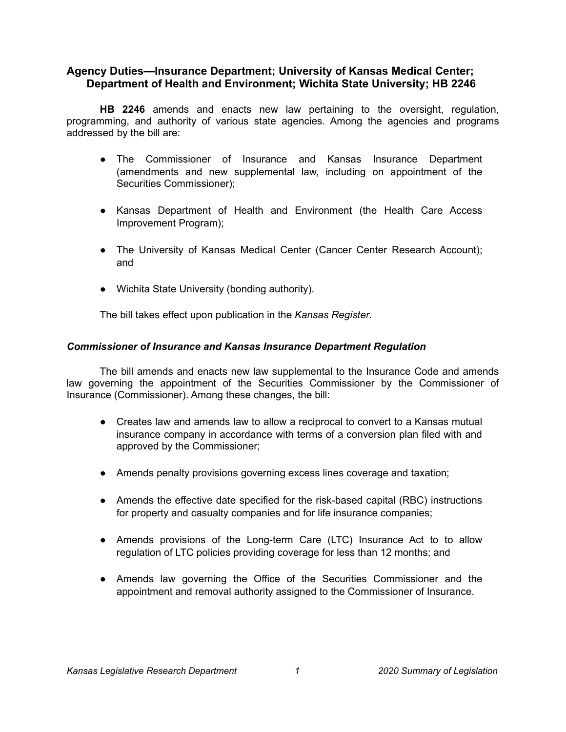## Agency Duties—Insurance Department; University of Kansas Medical Center; Department of Health and Environment; Wichita State University; HB 2246

**HB 2246** amends and enacts new law pertaining to the oversight, regulation, programming, and authority of various state agencies. Among the agencies and programs addressed by the bill are:

- The Commissioner of Insurance and Kansas Insurance Department (amendments and new supplemental law, including on appointment of the Securities Commissioner);
- Kansas Department of Health and Environment (the Health Care Access Improvement Program);
- The University of Kansas Medical Center (Cancer Center Research Account); and
- Wichita State University (bonding authority).

The bill takes effect upon publication in the *Kansas Register*.

### *Commissioner of Insurance and Kansas Insurance Department Regulation*

The bill amends and enacts new law supplemental to the Insurance Code and amends law governing the appointment of the Securities Commissioner by the Commissioner of Insurance (Commissioner). Among these changes, the bill:

- Creates law and amends law to allow a reciprocal to convert to a Kansas mutual insurance company in accordance with terms of a conversion plan filed with and approved by the Commissioner;
- Amends penalty provisions governing excess lines coverage and taxation;
- Amends the effective date specified for the risk-based capital (RBC) instructions for property and casualty companies and for life insurance companies;
- Amends provisions of the Long-term Care (LTC) Insurance Act to to allow regulation of LTC policies providing coverage for less than 12 months; and
- Amends law governing the Office of the Securities Commissioner and the appointment and removal authority assigned to the Commissioner of Insurance.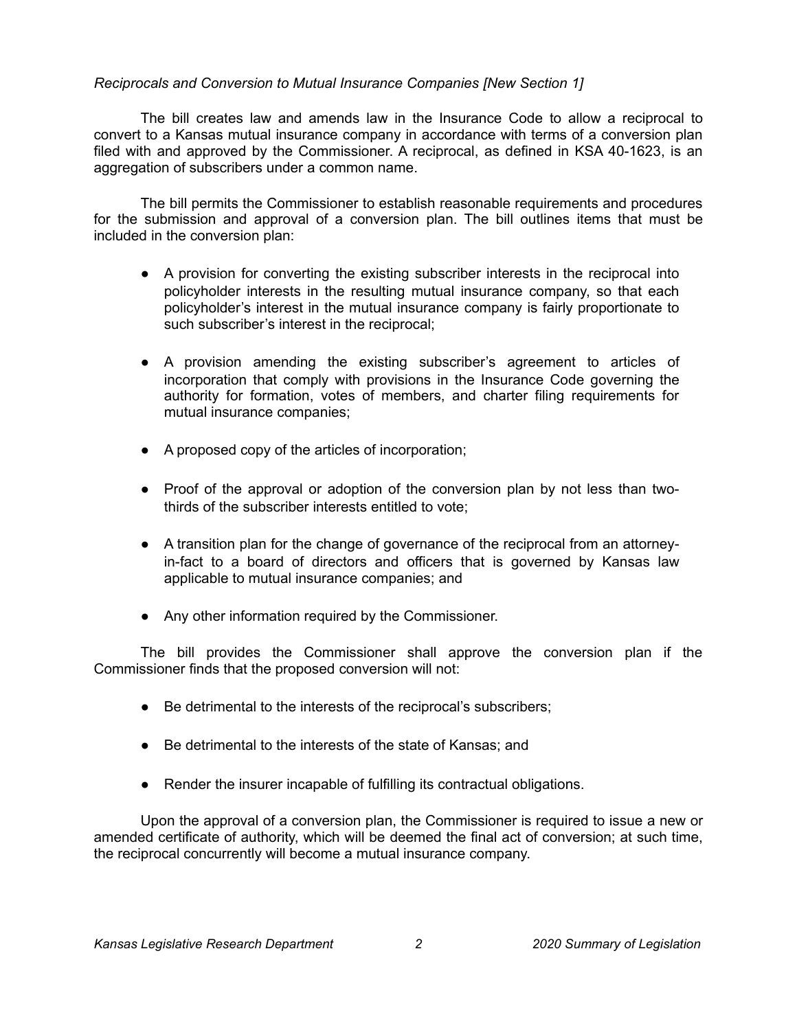*Reciprocals and Conversion to Mutual Insurance Companies [New Section 1]*

The bill creates law and amends law in the Insurance Code to allow a reciprocal to convert to a Kansas mutual insurance company in accordance with terms of a conversion plan filed with and approved by the Commissioner. A reciprocal, as defined in KSA 40-1623, is an aggregation of subscribers under a common name.

The bill permits the Commissioner to establish reasonable requirements and procedures for the submission and approval of a conversion plan. The bill outlines items that must be included in the conversion plan:

- A provision for converting the existing subscriber interests in the reciprocal into policyholder interests in the resulting mutual insurance company, so that each policyholder's interest in the mutual insurance company is fairly proportionate to such subscriber's interest in the reciprocal;
- A provision amending the existing subscriber's agreement to articles of incorporation that comply with provisions in the Insurance Code governing the authority for formation, votes of members, and charter filing requirements for mutual insurance companies;
- A proposed copy of the articles of incorporation;
- Proof of the approval or adoption of the conversion plan by not less than two-thirds of the subscriber interests entitled to vote;
- A transition plan for the change of governance of the reciprocal from an attorney-in-fact to a board of directors and officers that is governed by Kansas law applicable to mutual insurance companies; and
- Any other information required by the Commissioner.

The bill provides the Commissioner shall approve the conversion plan if the Commissioner finds that the proposed conversion will not:

- Be detrimental to the interests of the reciprocal's subscribers;
- Be detrimental to the interests of the state of Kansas; and
- Render the insurer incapable of fulfilling its contractual obligations.

Upon the approval of a conversion plan, the Commissioner is required to issue a new or amended certificate of authority, which will be deemed the final act of conversion; at such time, the reciprocal concurrently will become a mutual insurance company.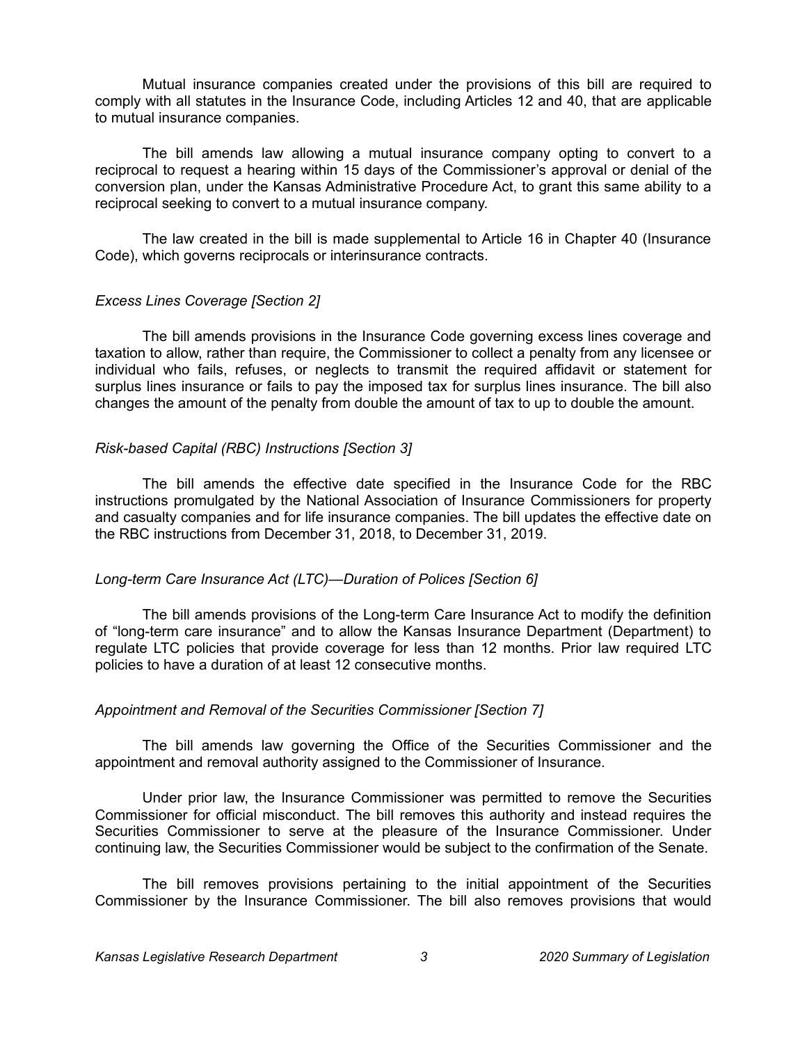Mutual insurance companies created under the provisions of this bill are required to comply with all statutes in the Insurance Code, including Articles 12 and 40, that are applicable to mutual insurance companies.

The bill amends law allowing a mutual insurance company opting to convert to a reciprocal to request a hearing within 15 days of the Commissioner's approval or denial of the conversion plan, under the Kansas Administrative Procedure Act, to grant this same ability to a reciprocal seeking to convert to a mutual insurance company.

The law created in the bill is made supplemental to Article 16 in Chapter 40 (Insurance Code), which governs reciprocals or interinsurance contracts.

*Excess Lines Coverage [Section 2]*

The bill amends provisions in the Insurance Code governing excess lines coverage and taxation to allow, rather than require, the Commissioner to collect a penalty from any licensee or individual who fails, refuses, or neglects to transmit the required affidavit or statement for surplus lines insurance or fails to pay the imposed tax for surplus lines insurance. The bill also changes the amount of the penalty from double the amount of tax to up to double the amount.

*Risk-based Capital (RBC) Instructions [Section 3]*

The bill amends the effective date specified in the Insurance Code for the RBC instructions promulgated by the National Association of Insurance Commissioners for property and casualty companies and for life insurance companies. The bill updates the effective date on the RBC instructions from December 31, 2018, to December 31, 2019.

*Long-term Care Insurance Act (LTC)—Duration of Polices [Section 6]*

The bill amends provisions of the Long-term Care Insurance Act to modify the definition of "long-term care insurance" and to allow the Kansas Insurance Department (Department) to regulate LTC policies that provide coverage for less than 12 months. Prior law required LTC policies to have a duration of at least 12 consecutive months.

*Appointment and Removal of the Securities Commissioner [Section 7]*

The bill amends law governing the Office of the Securities Commissioner and the appointment and removal authority assigned to the Commissioner of Insurance.

Under prior law, the Insurance Commissioner was permitted to remove the Securities Commissioner for official misconduct. The bill removes this authority and instead requires the Securities Commissioner to serve at the pleasure of the Insurance Commissioner. Under continuing law, the Securities Commissioner would be subject to the confirmation of the Senate.

The bill removes provisions pertaining to the initial appointment of the Securities Commissioner by the Insurance Commissioner. The bill also removes provisions that would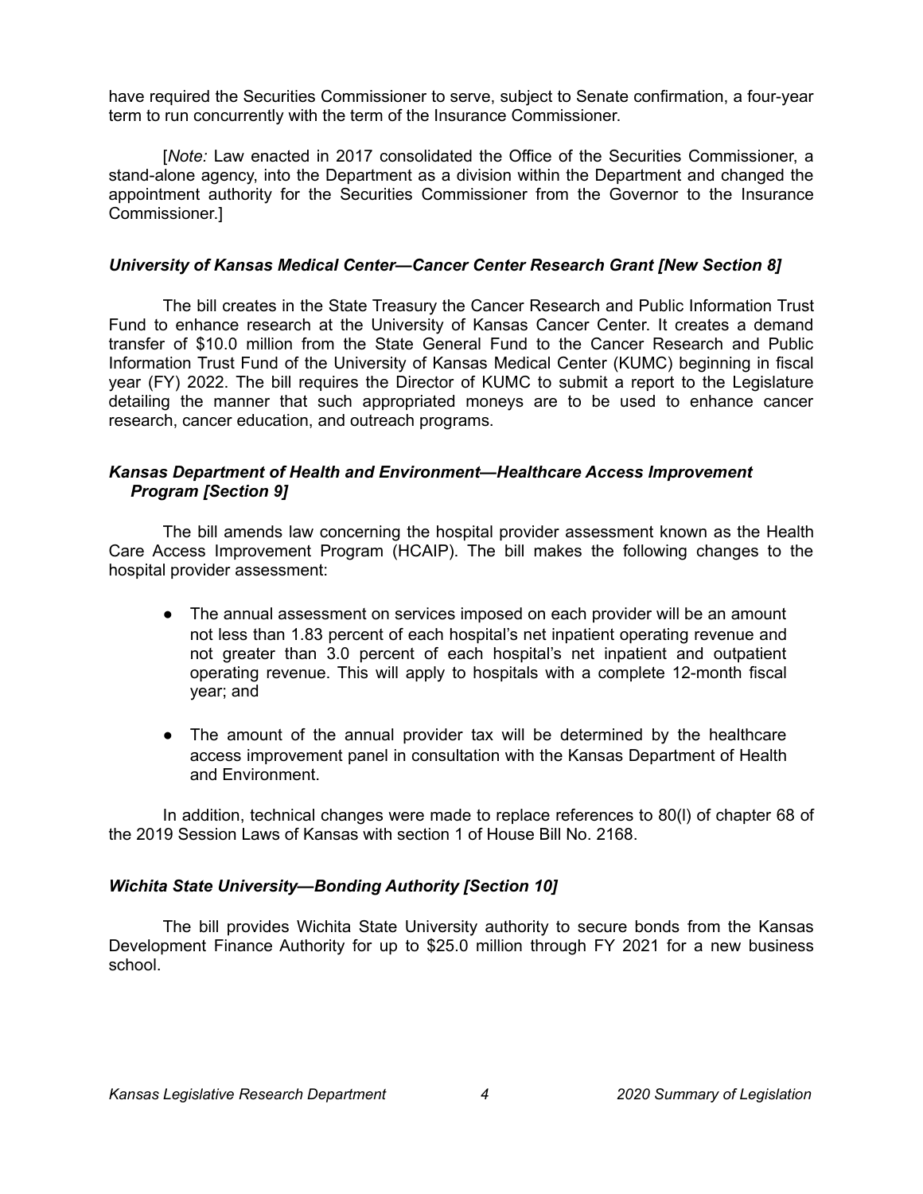have required the Securities Commissioner to serve, subject to Senate confirmation, a four-year term to run concurrently with the term of the Insurance Commissioner.

[*Note:* Law enacted in 2017 consolidated the Office of the Securities Commissioner, a stand-alone agency, into the Department as a division within the Department and changed the appointment authority for the Securities Commissioner from the Governor to the Insurance Commissioner.]

### *University of Kansas Medical Center—Cancer Center Research Grant [New Section 8]*

The bill creates in the State Treasury the Cancer Research and Public Information Trust Fund to enhance research at the University of Kansas Cancer Center. It creates a demand transfer of $10.0 million from the State General Fund to the Cancer Research and Public Information Trust Fund of the University of Kansas Medical Center (KUMC) beginning in fiscal year (FY) 2022. The bill requires the Director of KUMC to submit a report to the Legislature detailing the manner that such appropriated moneys are to be used to enhance cancer research, cancer education, and outreach programs.

### *Kansas Department of Health and Environment—Healthcare Access Improvement Program [Section 9]*

The bill amends law concerning the hospital provider assessment known as the Health Care Access Improvement Program (HCAIP). The bill makes the following changes to the hospital provider assessment:

- The annual assessment on services imposed on each provider will be an amount not less than 1.83 percent of each hospital's net inpatient operating revenue and not greater than 3.0 percent of each hospital's net inpatient and outpatient operating revenue. This will apply to hospitals with a complete 12-month fiscal year; and

- The amount of the annual provider tax will be determined by the healthcare access improvement panel in consultation with the Kansas Department of Health and Environment.

In addition, technical changes were made to replace references to 80(l) of chapter 68 of the 2019 Session Laws of Kansas with section 1 of House Bill No. 2168.

### *Wichita State University—Bonding Authority [Section 10]*

The bill provides Wichita State University authority to secure bonds from the Kansas Development Finance Authority for up to $25.0 million through FY 2021 for a new business school.